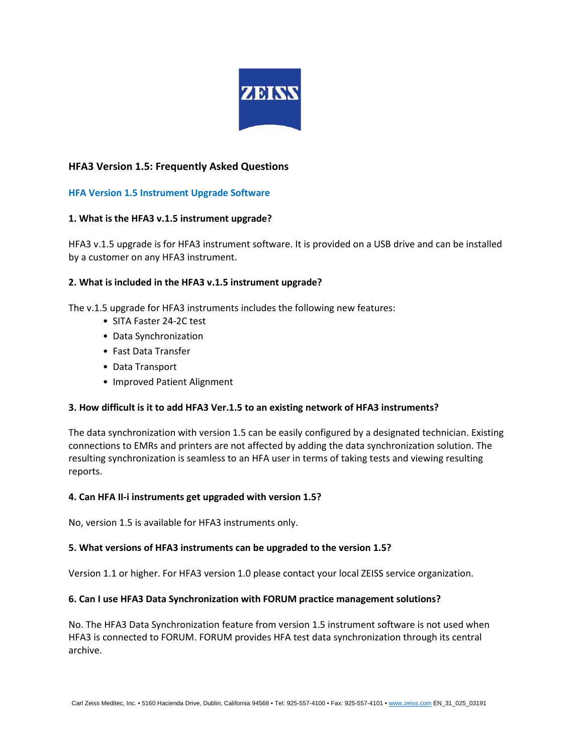# HFA3 Version 1.5: Frequently Asked Questions

## HFA Version 1.5 Instrument Upgrade Software

### 1. What is the HFA3 v.1.5 instrument upgrade?

HFA3 v.1.5 upgrade is for HFA3 instrument software. It is provided on a USB drive and can be installed by a customer on any HFA3 instrument.

### 2. What is included in the HFA3 v.1.5 instrument upgrade?

The v.1.5 upgrade for HFA3 instruments includes the following new features:

- SITA Faster 24-2C test
- Data Synchronization
- Fast Data Transfer
- Data Transport
- Improved Patient Alignment

### 3. How difficult is it to add HFA3 Ver.1.5 to an existing network of HFA3 instruments?

The data synchronization with version 1.5 can be easily configured by a designated technician. Existing connections to EMRs and printers are not affected by adding the data synchronization solution. The resulting synchronization is seamless to an HFA user in terms of taking tests and viewing resulting reports.

### 4. Can HFA II-i instruments get upgraded with version 1.5?

No, version 1.5 is available for HFA3 instruments only.

### 5. What versions of HFA3 instruments can be upgraded to the version 1.5?

Version 1.1 or higher. For HFA3 version 1.0 please contact your local ZEISS service organization.

### 6. Can I use HFA3 Data Synchronization with FORUM practice management solutions?

No. The HFA3 Data Synchronization feature from version 1.5 instrument software is not used when HFA3 is connected to FORUM. FORUM provides HFA test data synchronization through its central archive.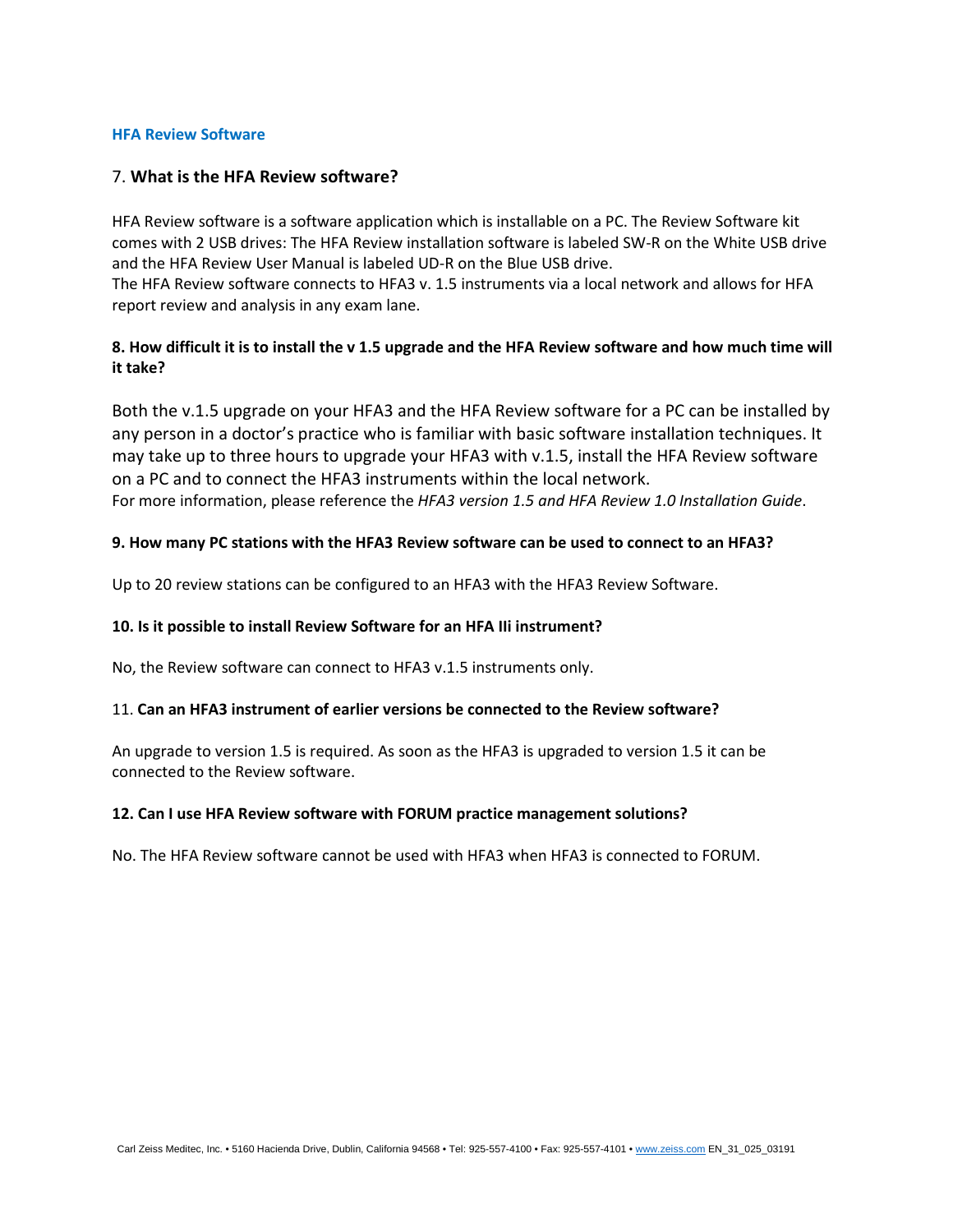## HFA Review Software

### 7. What is the HFA Review software?

HFA Review software is a software application which is installable on a PC. The Review Software kit comes with 2 USB drives: The HFA Review installation software is labeled SW-R on the White USB drive and the HFA Review User Manual is labeled UD-R on the Blue USB drive.
The HFA Review software connects to HFA3 v. 1.5 instruments via a local network and allows for HFA report review and analysis in any exam lane.

### 8. How difficult it is to install the v 1.5 upgrade and the HFA Review software and how much time will it take?

Both the v.1.5 upgrade on your HFA3 and the HFA Review software for a PC can be installed by any person in a doctor's practice who is familiar with basic software installation techniques. It may take up to three hours to upgrade your HFA3 with v.1.5, install the HFA Review software on a PC and to connect the HFA3 instruments within the local network.
For more information, please reference the *HFA3 version 1.5 and HFA Review 1.0 Installation Guide*.

### 9. How many PC stations with the HFA3 Review software can be used to connect to an HFA3?

Up to 20 review stations can be configured to an HFA3 with the HFA3 Review Software.

### 10. Is it possible to install Review Software for an HFA IIi instrument?

No, the Review software can connect to HFA3 v.1.5 instruments only.

### 11. Can an HFA3 instrument of earlier versions be connected to the Review software?

An upgrade to version 1.5 is required. As soon as the HFA3 is upgraded to version 1.5 it can be connected to the Review software.

### 12. Can I use HFA Review software with FORUM practice management solutions?

No. The HFA Review software cannot be used with HFA3 when HFA3 is connected to FORUM.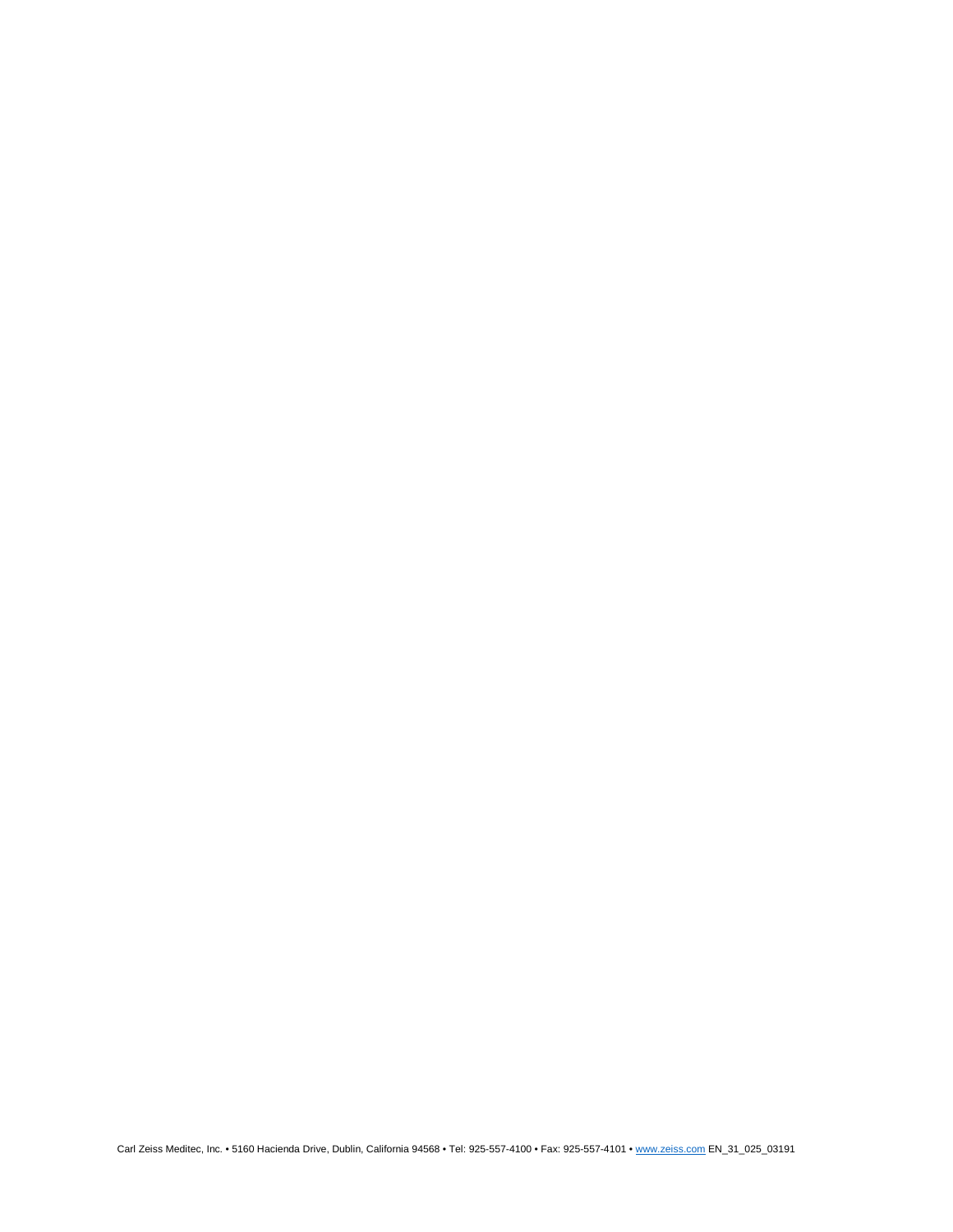Carl Zeiss Meditec, Inc. • 5160 Hacienda Drive, Dublin, California 94568 • Tel: 925-557-4100 • Fax: 925-557-4101 • www.zeiss.com EN_31_025_03191